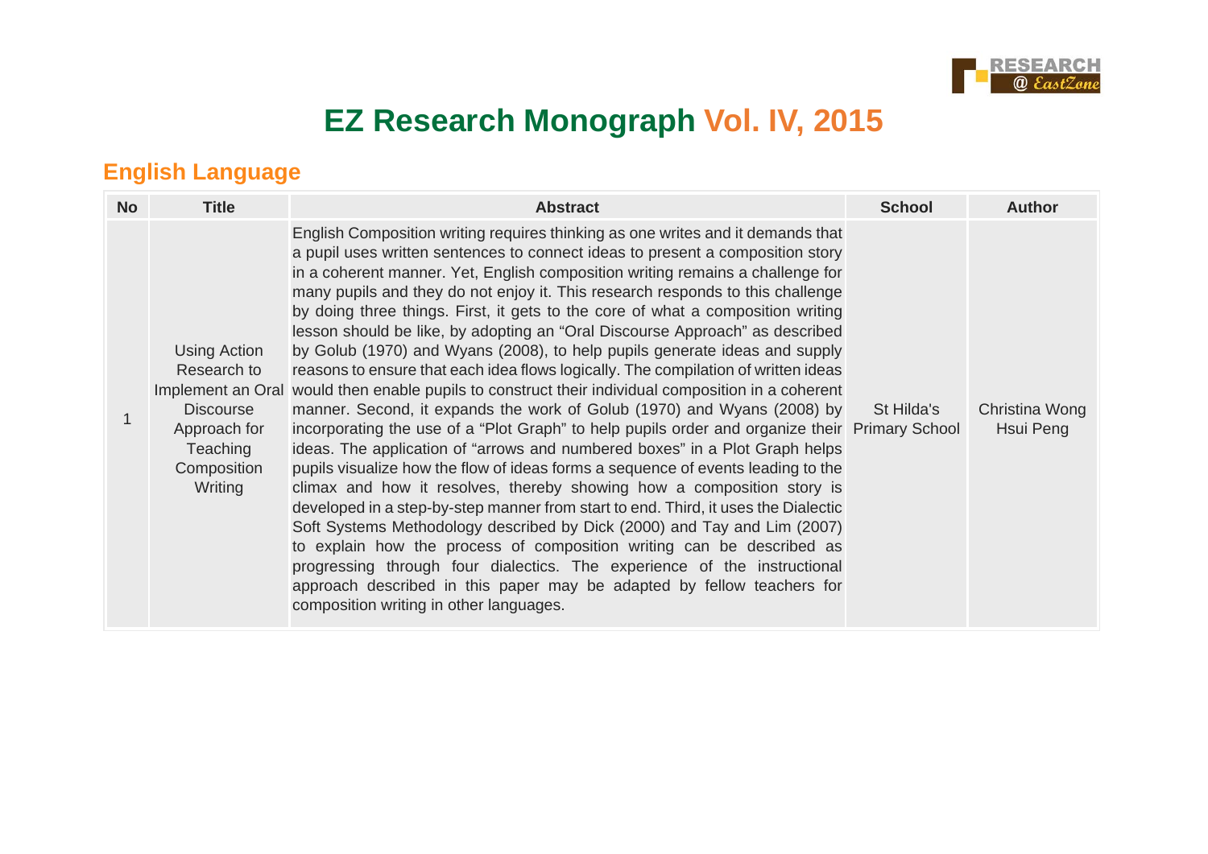# EZ Research Monograph Vol. IV, 2015

## English Language

| No | Title | Abstract | School | Author |
|---|---|---|---|---|
| 1 | Using Action Research to Implement an Oral Discourse Approach for Teaching Composition Writing | English Composition writing requires thinking as one writes and it demands that a pupil uses written sentences to connect ideas to present a composition story in a coherent manner. Yet, English composition writing remains a challenge for many pupils and they do not enjoy it. This research responds to this challenge by doing three things. First, it gets to the core of what a composition writing lesson should be like, by adopting an "Oral Discourse Approach" as described by Golub (1970) and Wyans (2008), to help pupils generate ideas and supply reasons to ensure that each idea flows logically. The compilation of written ideas would then enable pupils to construct their individual composition in a coherent manner. Second, it expands the work of Golub (1970) and Wyans (2008) by incorporating the use of a "Plot Graph" to help pupils order and organize their ideas. The application of "arrows and numbered boxes" in a Plot Graph helps pupils visualize how the flow of ideas forms a sequence of events leading to the climax and how it resolves, thereby showing how a composition story is developed in a step-by-step manner from start to end. Third, it uses the Dialectic Soft Systems Methodology described by Dick (2000) and Tay and Lim (2007) to explain how the process of composition writing can be described as progressing through four dialectics. The experience of the instructional approach described in this paper may be adapted by fellow teachers for composition writing in other languages. | St Hilda's Primary School | Christina Wong Hsui Peng |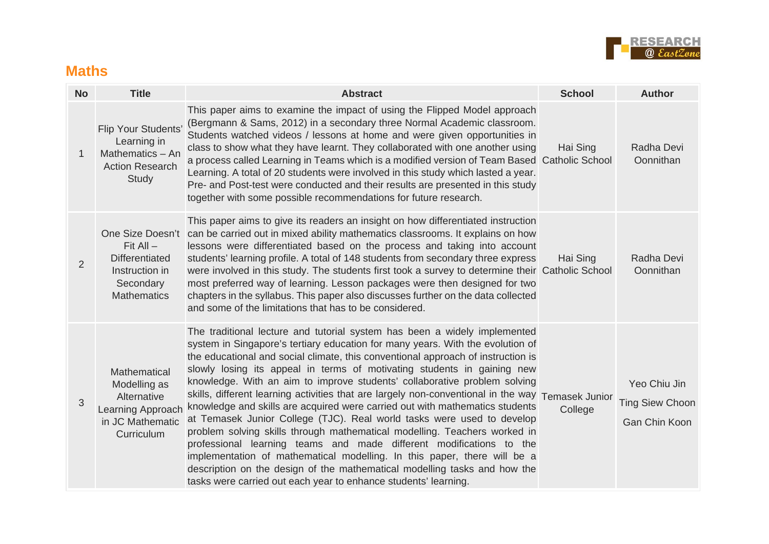## Maths

| No | Title | Abstract | School | Author |
|---|---|---|---|---|
| 1 | Flip Your Students' Learning in Mathematics – An Action Research Study | This paper aims to examine the impact of using the Flipped Model approach (Bergmann & Sams, 2012) in a secondary three Normal Academic classroom. Students watched videos / lessons at home and were given opportunities in class to show what they have learnt. They collaborated with one another using a process called Learning in Teams which is a modified version of Team Based Learning. A total of 20 students were involved in this study which lasted a year. Pre- and Post-test were conducted and their results are presented in this study together with some possible recommendations for future research. | Hai Sing Catholic School | Radha Devi Oonnithan |
| 2 | One Size Doesn't Fit All – Differentiated Instruction in Secondary Mathematics | This paper aims to give its readers an insight on how differentiated instruction can be carried out in mixed ability mathematics classrooms. It explains on how lessons were differentiated based on the process and taking into account students' learning profile. A total of 148 students from secondary three express were involved in this study. The students first took a survey to determine their most preferred way of learning. Lesson packages were then designed for two chapters in the syllabus. This paper also discusses further on the data collected and some of the limitations that has to be considered. | Hai Sing Catholic School | Radha Devi Oonnithan |
| 3 | Mathematical Modelling as Alternative Learning Approach in JC Mathematic Curriculum | The traditional lecture and tutorial system has been a widely implemented system in Singapore's tertiary education for many years. With the evolution of the educational and social climate, this conventional approach of instruction is slowly losing its appeal in terms of motivating students in gaining new knowledge. With an aim to improve students' collaborative problem solving skills, different learning activities that are largely non-conventional in the way knowledge and skills are acquired were carried out with mathematics students at Temasek Junior College (TJC). Real world tasks were used to develop problem solving skills through mathematical modelling. Teachers worked in professional learning teams and made different modifications to the implementation of mathematical modelling. In this paper, there will be a description on the design of the mathematical modelling tasks and how the tasks were carried out each year to enhance students' learning. | Temasek Junior College | Yeo Chiu Jin<br>Ting Siew Choon<br>Gan Chin Koon |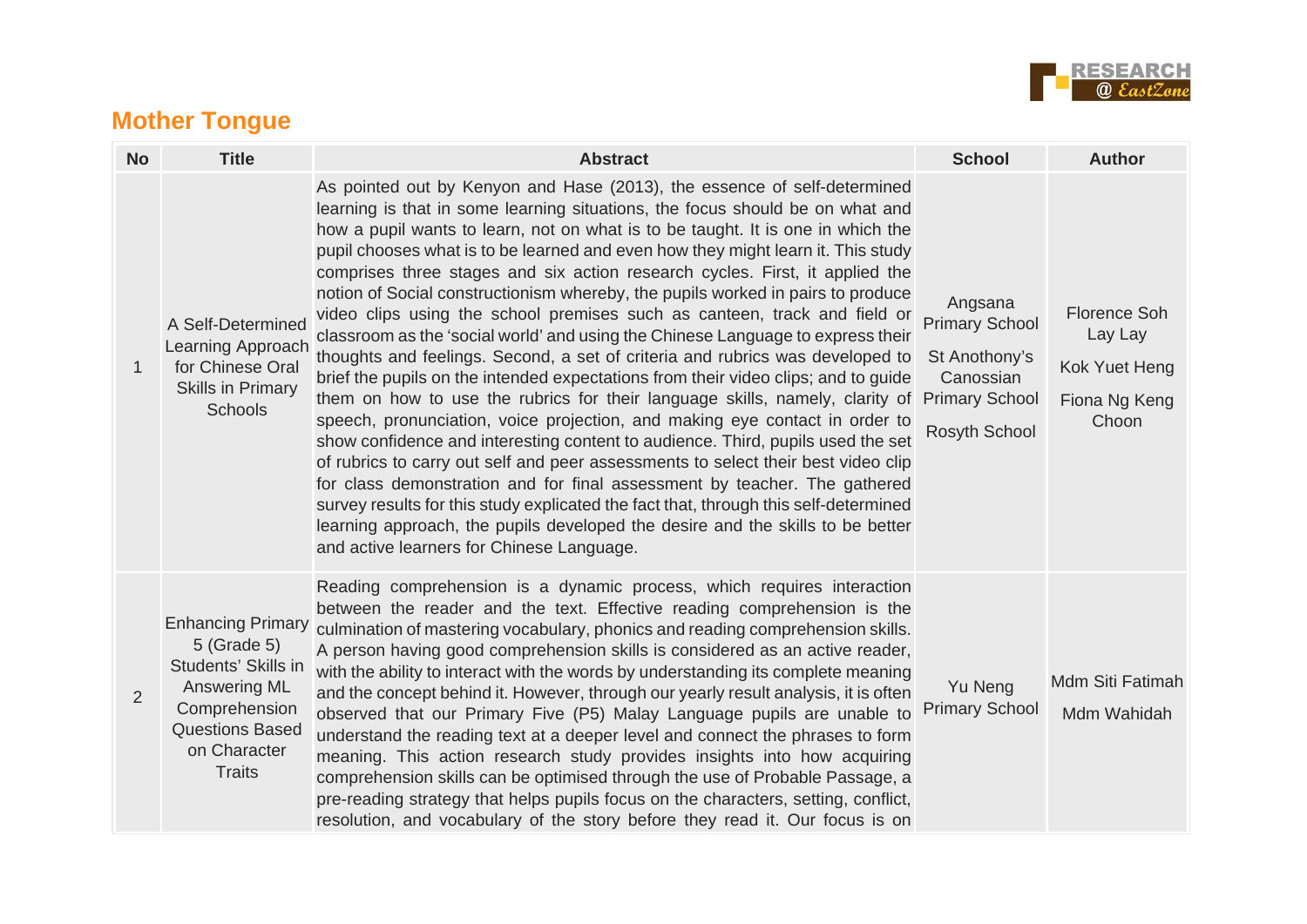## Mother Tongue

| No | Title | Abstract | School | Author |
|---|---|---|---|---|
| 1 | A Self-Determined Learning Approach for Chinese Oral Skills in Primary Schools | As pointed out by Kenyon and Hase (2013), the essence of self-determined learning is that in some learning situations, the focus should be on what and how a pupil wants to learn, not on what is to be taught. It is one in which the pupil chooses what is to be learned and even how they might learn it. This study comprises three stages and six action research cycles. First, it applied the notion of Social constructionism whereby, the pupils worked in pairs to produce video clips using the school premises such as canteen, track and field or classroom as the 'social world' and using the Chinese Language to express their thoughts and feelings. Second, a set of criteria and rubrics was developed to brief the pupils on the intended expectations from their video clips; and to guide them on how to use the rubrics for their language skills, namely, clarity of speech, pronunciation, voice projection, and making eye contact in order to show confidence and interesting content to audience. Third, pupils used the set of rubrics to carry out self and peer assessments to select their best video clip for class demonstration and for final assessment by teacher. The gathered survey results for this study explicated the fact that, through this self-determined learning approach, the pupils developed the desire and the skills to be better and active learners for Chinese Language. | Angsana Primary School<br><br>St Anothony's Canossian Primary School<br><br>Rosyth School | Florence Soh Lay Lay<br><br>Kok Yuet Heng<br><br>Fiona Ng Keng Choon |
| 2 | Enhancing Primary 5 (Grade 5) Students' Skills in Answering ML Comprehension Questions Based on Character Traits | Reading comprehension is a dynamic process, which requires interaction between the reader and the text. Effective reading comprehension is the culmination of mastering vocabulary, phonics and reading comprehension skills. A person having good comprehension skills is considered as an active reader, with the ability to interact with the words by understanding its complete meaning and the concept behind it. However, through our yearly result analysis, it is often observed that our Primary Five (P5) Malay Language pupils are unable to understand the reading text at a deeper level and connect the phrases to form meaning. This action research study provides insights into how acquiring comprehension skills can be optimised through the use of Probable Passage, a pre-reading strategy that helps pupils focus on the characters, setting, conflict, resolution, and vocabulary of the story before they read it. Our focus is on | Yu Neng Primary School | Mdm Siti Fatimah<br><br>Mdm Wahidah |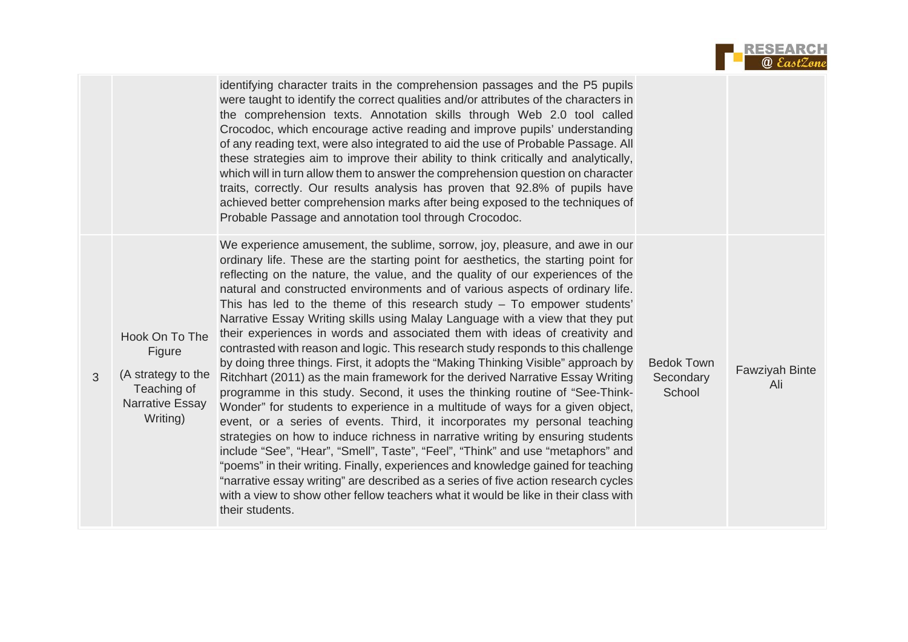| | | | | |
|---|---|---|---|---|
| | | identifying character traits in the comprehension passages and the P5 pupils were taught to identify the correct qualities and/or attributes of the characters in the comprehension texts. Annotation skills through Web 2.0 tool called Crocodoc, which encourage active reading and improve pupils' understanding of any reading text, were also integrated to aid the use of Probable Passage. All these strategies aim to improve their ability to think critically and analytically, which will in turn allow them to answer the comprehension question on character traits, correctly. Our results analysis has proven that 92.8% of pupils have achieved better comprehension marks after being exposed to the techniques of Probable Passage and annotation tool through Crocodoc. | | |
| 3 | Hook On To The Figure (A strategy to the Teaching of Narrative Essay Writing) | We experience amusement, the sublime, sorrow, joy, pleasure, and awe in our ordinary life. These are the starting point for aesthetics, the starting point for reflecting on the nature, the value, and the quality of our experiences of the natural and constructed environments and of various aspects of ordinary life. This has led to the theme of this research study – To empower students' Narrative Essay Writing skills using Malay Language with a view that they put their experiences in words and associated them with ideas of creativity and contrasted with reason and logic. This research study responds to this challenge by doing three things. First, it adopts the "Making Thinking Visible" approach by Ritchhart (2011) as the main framework for the derived Narrative Essay Writing programme in this study. Second, it uses the thinking routine of "See-Think-Wonder" for students to experience in a multitude of ways for a given object, event, or a series of events. Third, it incorporates my personal teaching strategies on how to induce richness in narrative writing by ensuring students include "See", "Hear", "Smell", Taste", "Feel", "Think" and use "metaphors" and "poems" in their writing. Finally, experiences and knowledge gained for teaching "narrative essay writing" are described as a series of five action research cycles with a view to show other fellow teachers what it would be like in their class with their students. | Bedok Town Secondary School | Fawziyah Binte Ali |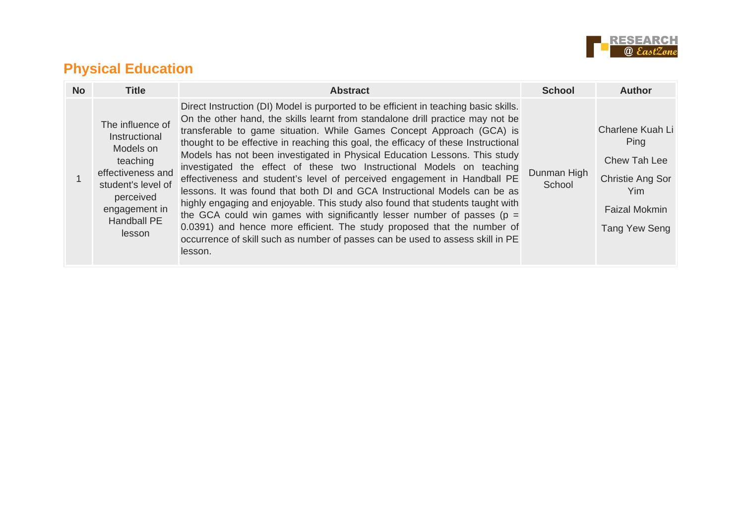## Physical Education

| No | Title | Abstract | School | Author |
|---|---|---|---|---|
| 1 | The influence of Instructional Models on teaching effectiveness and student's level of perceived engagement in Handball PE lesson | Direct Instruction (DI) Model is purported to be efficient in teaching basic skills. On the other hand, the skills learnt from standalone drill practice may not be transferable to game situation. While Games Concept Approach (GCA) is thought to be effective in reaching this goal, the efficacy of these Instructional Models has not been investigated in Physical Education Lessons. This study investigated the effect of these two Instructional Models on teaching effectiveness and student's level of perceived engagement in Handball PE lessons. It was found that both DI and GCA Instructional Models can be as highly engaging and enjoyable. This study also found that students taught with the GCA could win games with significantly lesser number of passes ($p = 0.0391$) and hence more efficient. The study proposed that the number of occurrence of skill such as number of passes can be used to assess skill in PE lesson. | Dunman High School | Charlene Kuah Li Ping<br>Chew Tah Lee<br>Christie Ang Sor Yim<br>Faizal Mokmin<br>Tang Yew Seng |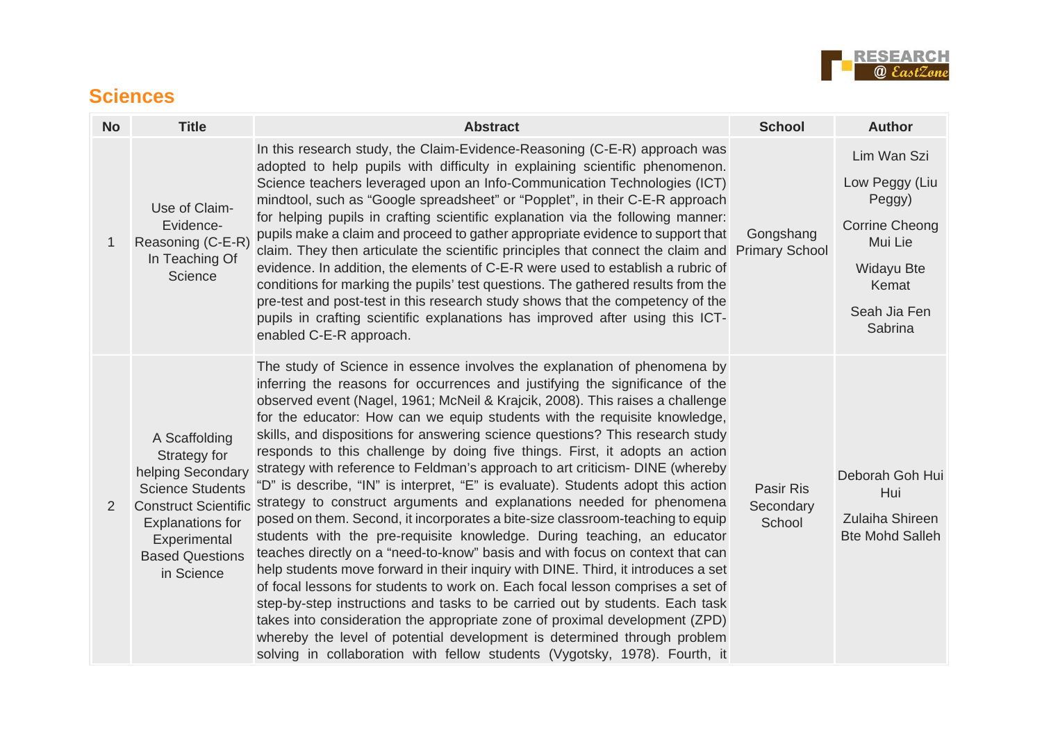## Sciences

| No | Title | Abstract | School | Author |
|---|---|---|---|---|
| 1 | Use of Claim-Evidence-Reasoning (C-E-R) In Teaching Of Science | In this research study, the Claim-Evidence-Reasoning (C-E-R) approach was adopted to help pupils with difficulty in explaining scientific phenomenon. Science teachers leveraged upon an Info-Communication Technologies (ICT) mindtool, such as "Google spreadsheet" or "Popplet", in their C-E-R approach for helping pupils in crafting scientific explanation via the following manner: pupils make a claim and proceed to gather appropriate evidence to support that claim. They then articulate the scientific principles that connect the claim and evidence. In addition, the elements of C-E-R were used to establish a rubric of conditions for marking the pupils' test questions. The gathered results from the pre-test and post-test in this research study shows that the competency of the pupils in crafting scientific explanations has improved after using this ICT-enabled C-E-R approach. | Gongshang Primary School | Lim Wan Szi<br>Low Peggy (Liu Peggy)<br>Corrine Cheong Mui Lie<br>Widayu Bte Kemat<br>Seah Jia Fen Sabrina |
| 2 | A Scaffolding Strategy for helping Secondary Science Students Construct Scientific Explanations for Experimental Based Questions in Science | The study of Science in essence involves the explanation of phenomena by inferring the reasons for occurrences and justifying the significance of the observed event (Nagel, 1961; McNeil & Krajcik, 2008). This raises a challenge for the educator: How can we equip students with the requisite knowledge, skills, and dispositions for answering science questions? This research study responds to this challenge by doing five things. First, it adopts an action strategy with reference to Feldman's approach to art criticism- DINE (whereby "D" is describe, "IN" is interpret, "E" is evaluate). Students adopt this action strategy to construct arguments and explanations needed for phenomena posed on them. Second, it incorporates a bite-size classroom-teaching to equip students with the pre-requisite knowledge. During teaching, an educator teaches directly on a "need-to-know" basis and with focus on context that can help students move forward in their inquiry with DINE. Third, it introduces a set of focal lessons for students to work on. Each focal lesson comprises a set of step-by-step instructions and tasks to be carried out by students. Each task takes into consideration the appropriate zone of proximal development (ZPD) whereby the level of potential development is determined through problem solving in collaboration with fellow students (Vygotsky, 1978). Fourth, it | Pasir Ris Secondary School | Deborah Goh Hui Hui<br>Zulaiha Shireen Bte Mohd Salleh |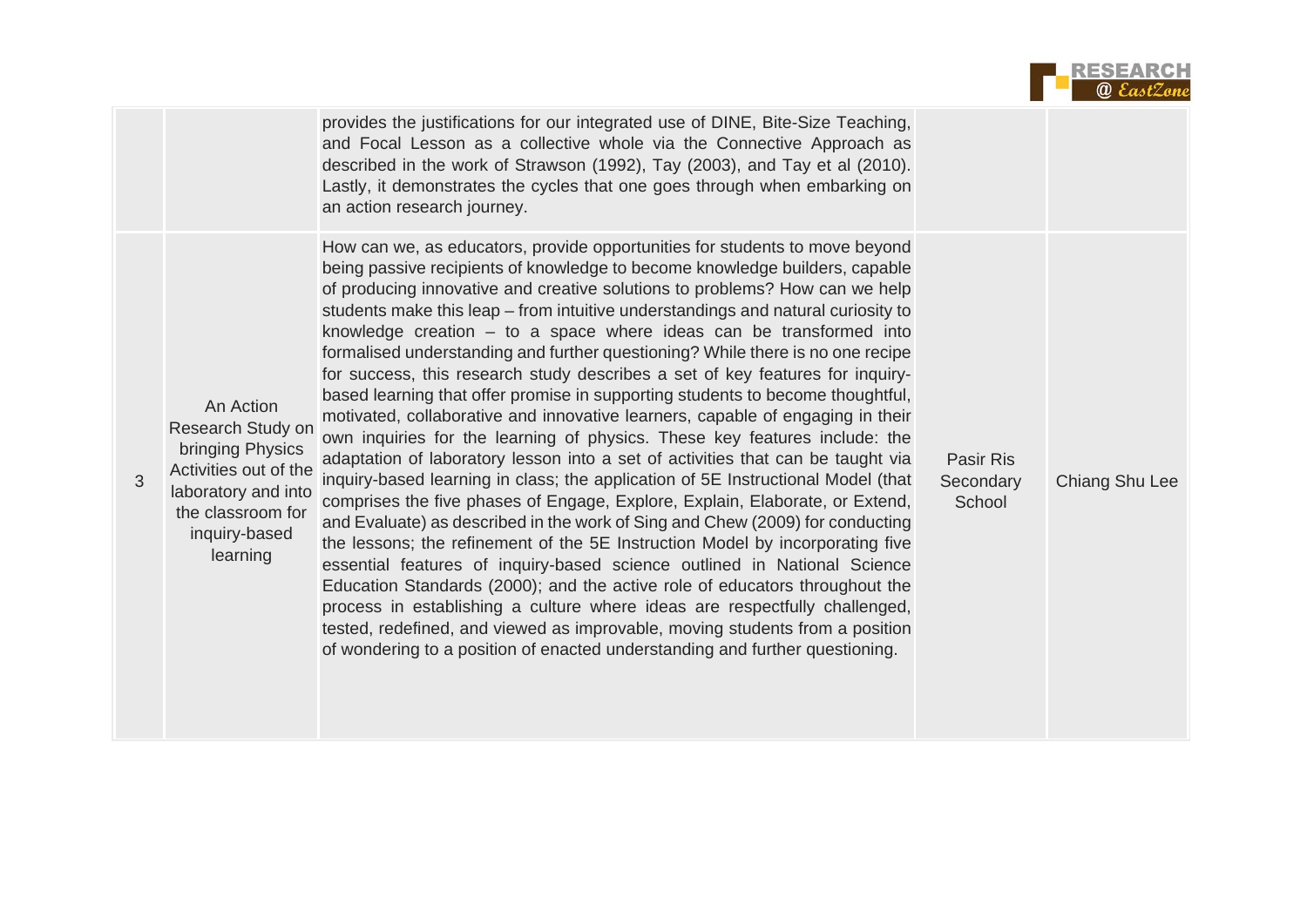| | | | | |
|---|---|---|---|---|
| | | provides the justifications for our integrated use of DINE, Bite-Size Teaching, and Focal Lesson as a collective whole via the Connective Approach as described in the work of Strawson (1992), Tay (2003), and Tay et al (2010). Lastly, it demonstrates the cycles that one goes through when embarking on an action research journey. | | |
| 3 | An Action Research Study on bringing Physics Activities out of the laboratory and into the classroom for inquiry-based learning | How can we, as educators, provide opportunities for students to move beyond being passive recipients of knowledge to become knowledge builders, capable of producing innovative and creative solutions to problems? How can we help students make this leap – from intuitive understandings and natural curiosity to knowledge creation – to a space where ideas can be transformed into formalised understanding and further questioning? While there is no one recipe for success, this research study describes a set of key features for inquiry-based learning that offer promise in supporting students to become thoughtful, motivated, collaborative and innovative learners, capable of engaging in their own inquiries for the learning of physics. These key features include: the adaptation of laboratory lesson into a set of activities that can be taught via inquiry-based learning in class; the application of 5E Instructional Model (that comprises the five phases of Engage, Explore, Explain, Elaborate, or Extend, and Evaluate) as described in the work of Sing and Chew (2009) for conducting the lessons; the refinement of the 5E Instruction Model by incorporating five essential features of inquiry-based science outlined in National Science Education Standards (2000); and the active role of educators throughout the process in establishing a culture where ideas are respectfully challenged, tested, redefined, and viewed as improvable, moving students from a position of wondering to a position of enacted understanding and further questioning. | Pasir Ris Secondary School | Chiang Shu Lee |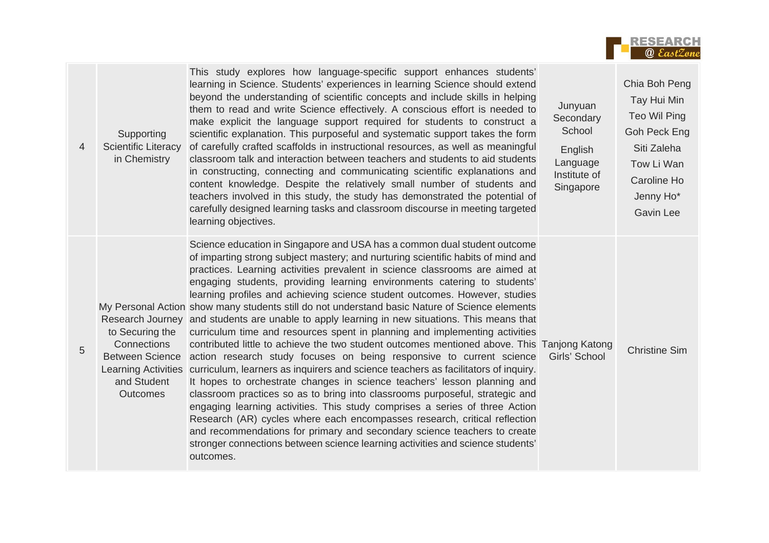| 4 | Supporting Scientific Literacy in Chemistry | This study explores how language-specific support enhances students' learning in Science. Students' experiences in learning Science should extend beyond the understanding of scientific concepts and include skills in helping them to read and write Science effectively. A conscious effort is needed to make explicit the language support required for students to construct a scientific explanation. This purposeful and systematic support takes the form of carefully crafted scaffolds in instructional resources, as well as meaningful classroom talk and interaction between teachers and students to aid students in constructing, connecting and communicating scientific explanations and content knowledge. Despite the relatively small number of students and teachers involved in this study, the study has demonstrated the potential of carefully designed learning tasks and classroom discourse in meeting targeted learning objectives. | Junyuan Secondary School<br><br>English Language Institute of Singapore | Chia Boh Peng<br>Tay Hui Min<br>Teo Wil Ping<br>Goh Peck Eng<br>Siti Zaleha<br>Tow Li Wan<br>Caroline Ho<br>Jenny Ho*<br>Gavin Lee |
|---|---|---|---|---|
| 5 | My Personal Action Research Journey to Securing the Connections Between Science Learning Activities and Student Outcomes | Science education in Singapore and USA has a common dual student outcome of imparting strong subject mastery; and nurturing scientific habits of mind and practices. Learning activities prevalent in science classrooms are aimed at engaging students, providing learning environments catering to students' learning profiles and achieving science student outcomes. However, studies show many students still do not understand basic Nature of Science elements and students are unable to apply learning in new situations. This means that curriculum time and resources spent in planning and implementing activities contributed little to achieve the two student outcomes mentioned above. This action research study focuses on being responsive to current science curriculum, learners as inquirers and science teachers as facilitators of inquiry. It hopes to orchestrate changes in science teachers' lesson planning and classroom practices so as to bring into classrooms purposeful, strategic and engaging learning activities. This study comprises a series of three Action Research (AR) cycles where each encompasses research, critical reflection and recommendations for primary and secondary science teachers to create stronger connections between science learning activities and science students' outcomes. | Tanjong Katong Girls' School | Christine Sim |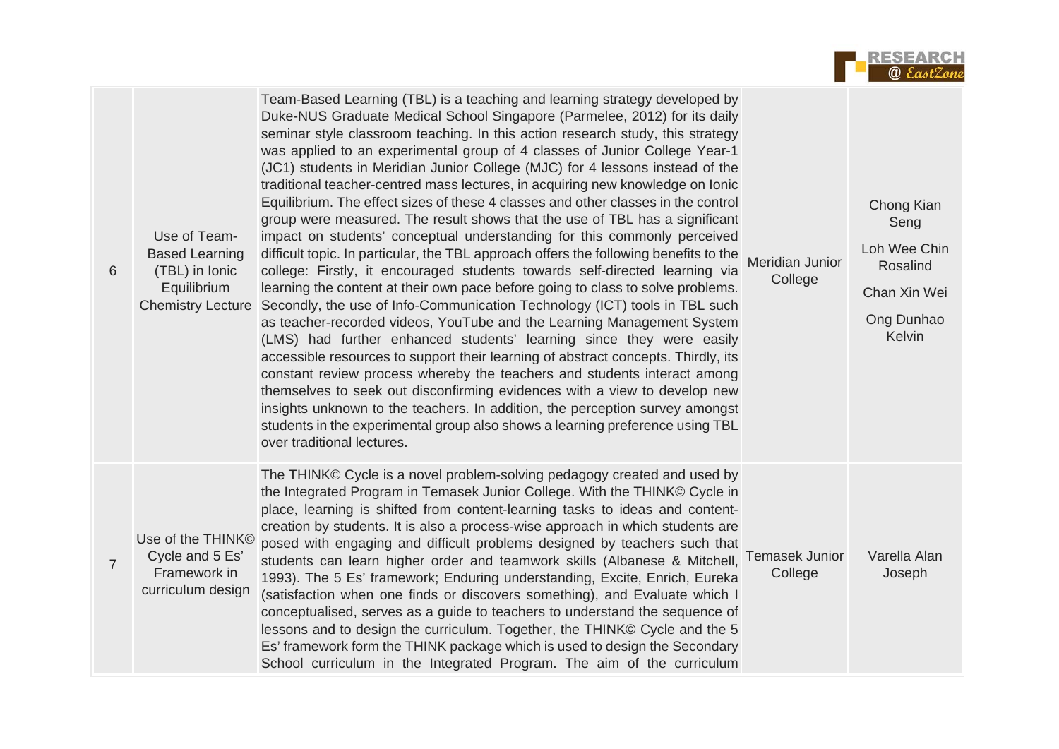| 6 | Use of Team-Based Learning (TBL) in Ionic Equilibrium Chemistry Lecture | Team-Based Learning (TBL) is a teaching and learning strategy developed by Duke-NUS Graduate Medical School Singapore (Parmelee, 2012) for its daily seminar style classroom teaching. In this action research study, this strategy was applied to an experimental group of 4 classes of Junior College Year-1 (JC1) students in Meridian Junior College (MJC) for 4 lessons instead of the traditional teacher-centred mass lectures, in acquiring new knowledge on Ionic Equilibrium. The effect sizes of these 4 classes and other classes in the control group were measured. The result shows that the use of TBL has a significant impact on students' conceptual understanding for this commonly perceived difficult topic. In particular, the TBL approach offers the following benefits to the college: Firstly, it encouraged students towards self-directed learning via learning the content at their own pace before going to class to solve problems. Secondly, the use of Info-Communication Technology (ICT) tools in TBL such as teacher-recorded videos, YouTube and the Learning Management System (LMS) had further enhanced students' learning since they were easily accessible resources to support their learning of abstract concepts. Thirdly, its constant review process whereby the teachers and students interact among themselves to seek out disconfirming evidences with a view to develop new insights unknown to the teachers. In addition, the perception survey amongst students in the experimental group also shows a learning preference using TBL over traditional lectures. | Meridian Junior College | Chong Kian Seng<br><br>Loh Wee Chin Rosalind<br><br>Chan Xin Wei<br><br>Ong Dunhao Kelvin |
|---|---|---|---|---|
| 7 | Use of the THINK© Cycle and 5 Es' Framework in curriculum design | The THINK© Cycle is a novel problem-solving pedagogy created and used by the Integrated Program in Temasek Junior College. With the THINK© Cycle in place, learning is shifted from content-learning tasks to ideas and content-creation by students. It is also a process-wise approach in which students are posed with engaging and difficult problems designed by teachers such that students can learn higher order and teamwork skills (Albanese & Mitchell, 1993). The 5 Es' framework; Enduring understanding, Excite, Enrich, Eureka (satisfaction when one finds or discovers something), and Evaluate which I conceptualised, serves as a guide to teachers to understand the sequence of lessons and to design the curriculum. Together, the THINK© Cycle and the 5 Es' framework form the THINK package which is used to design the Secondary School curriculum in the Integrated Program. The aim of the curriculum | Temasek Junior College | Varella Alan Joseph |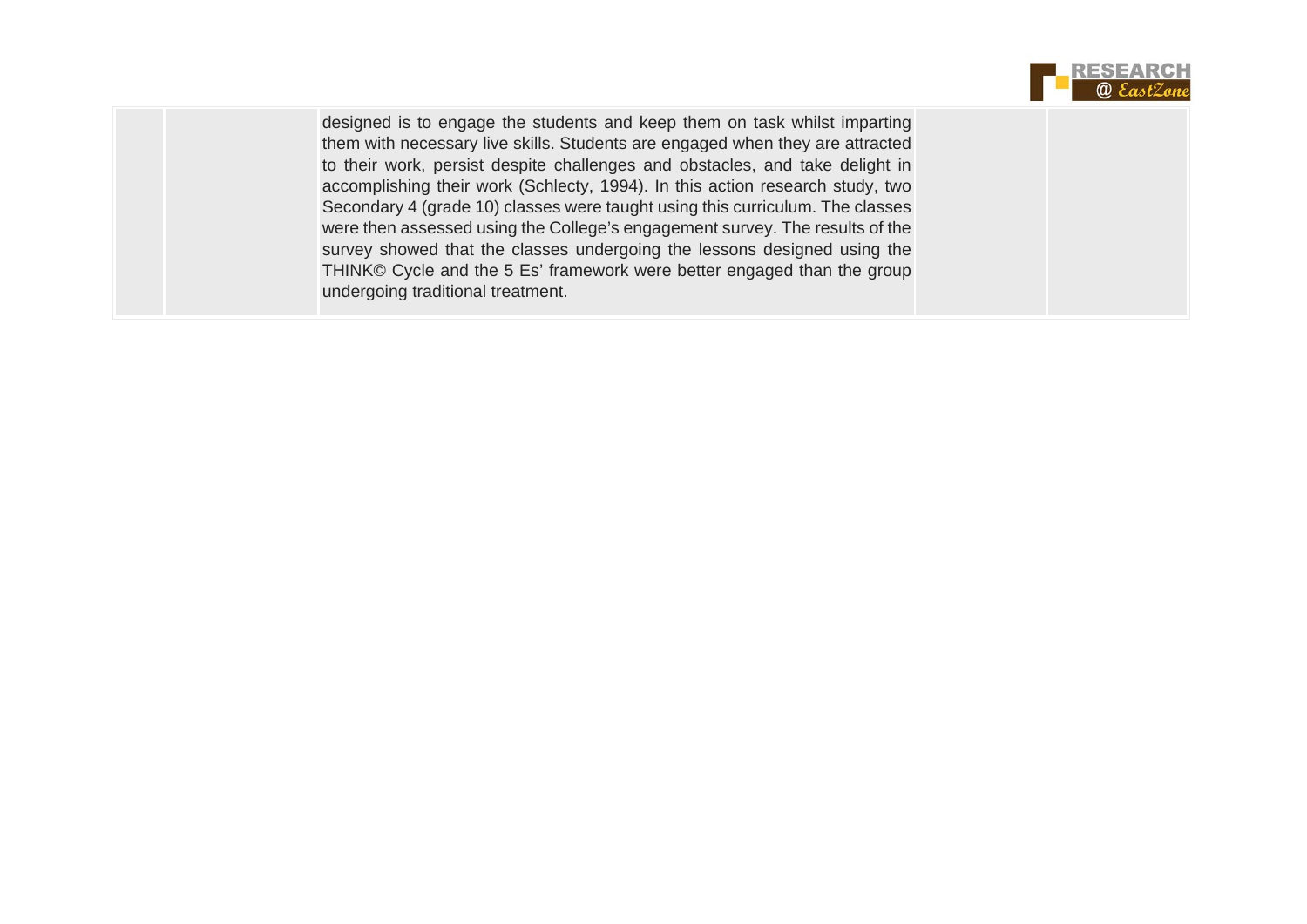|  |  |  |  |  |
|---|---|---|---|---|
|  |  | designed is to engage the students and keep them on task whilst imparting them with necessary live skills. Students are engaged when they are attracted to their work, persist despite challenges and obstacles, and take delight in accomplishing their work (Schlecty, 1994). In this action research study, two Secondary 4 (grade 10) classes were taught using this curriculum. The classes were then assessed using the College's engagement survey. The results of the survey showed that the classes undergoing the lessons designed using the THINK© Cycle and the 5 Es' framework were better engaged than the group undergoing traditional treatment. |  |  |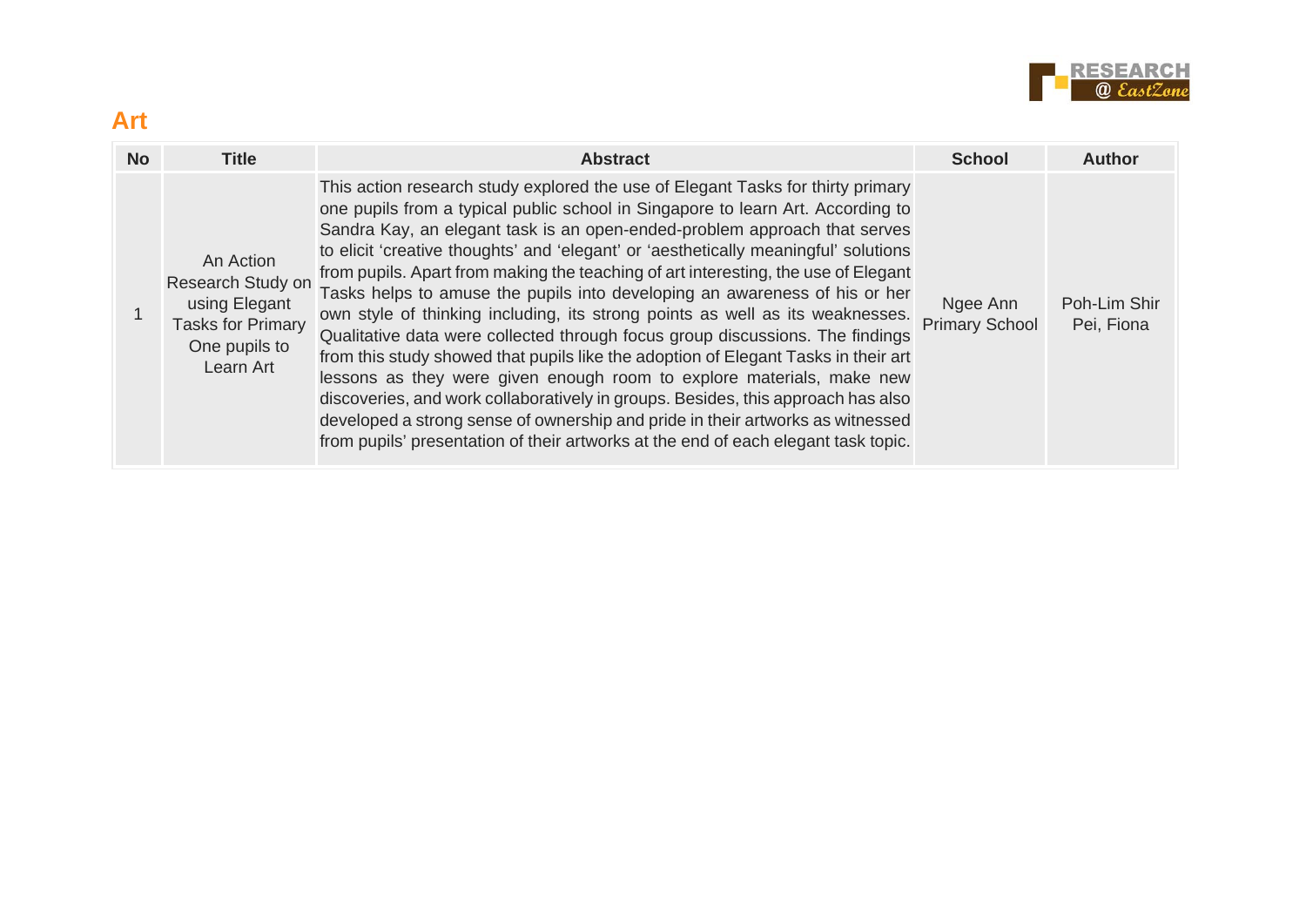## Art

| No | Title | Abstract | School | Author |
|---|---|---|---|---|
| 1 | An Action Research Study on using Elegant Tasks for Primary One pupils to Learn Art | This action research study explored the use of Elegant Tasks for thirty primary one pupils from a typical public school in Singapore to learn Art. According to Sandra Kay, an elegant task is an open-ended-problem approach that serves to elicit 'creative thoughts' and 'elegant' or 'aesthetically meaningful' solutions from pupils. Apart from making the teaching of art interesting, the use of Elegant Tasks helps to amuse the pupils into developing an awareness of his or her own style of thinking including, its strong points as well as its weaknesses. Qualitative data were collected through focus group discussions. The findings from this study showed that pupils like the adoption of Elegant Tasks in their art lessons as they were given enough room to explore materials, make new discoveries, and work collaboratively in groups. Besides, this approach has also developed a strong sense of ownership and pride in their artworks as witnessed from pupils' presentation of their artworks at the end of each elegant task topic. | Ngee Ann Primary School | Poh-Lim Shir Pei, Fiona |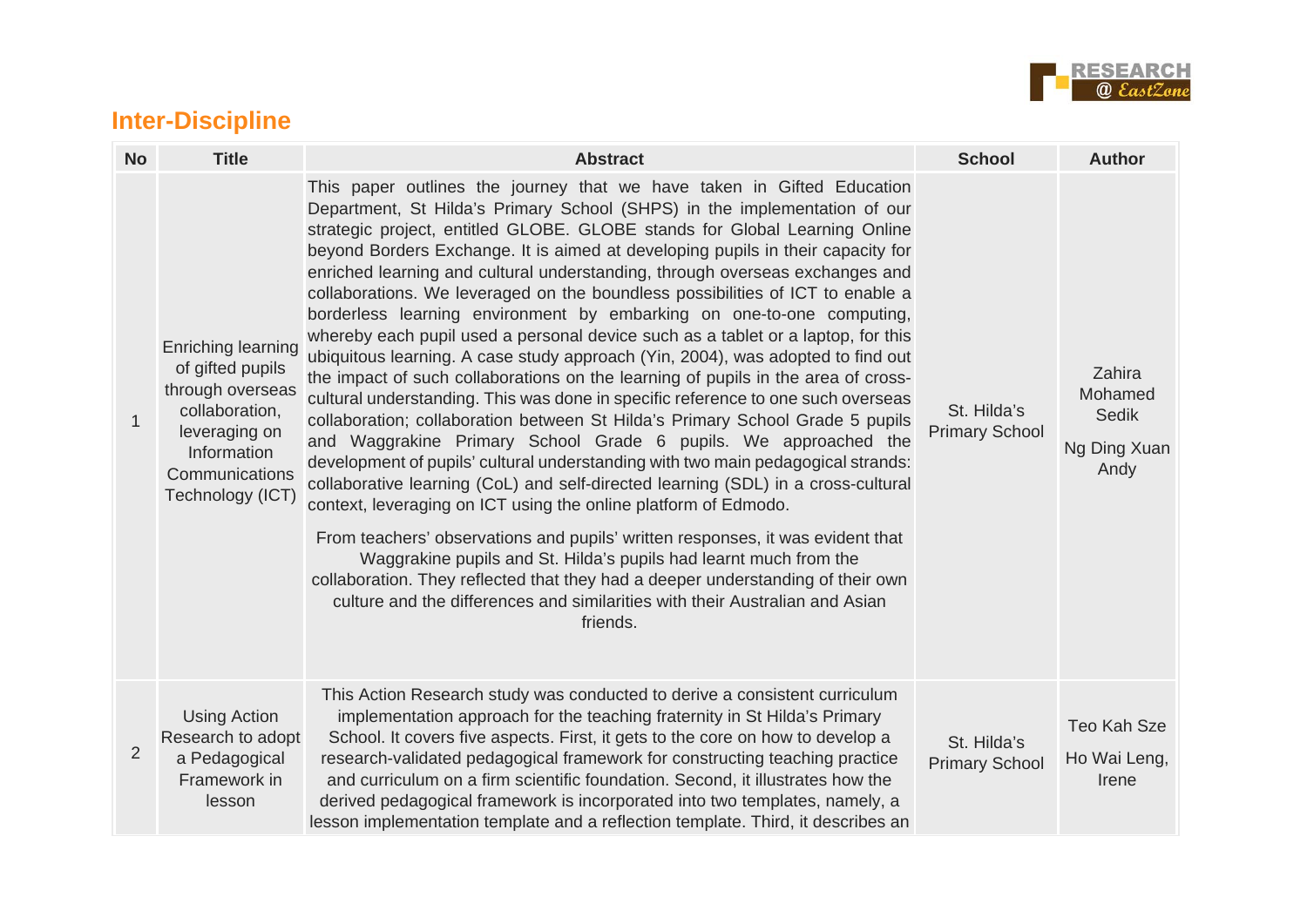## Inter-Discipline

| No | Title | Abstract | School | Author |
|---|---|---|---|---|
| 1 | Enriching learning of gifted pupils through overseas collaboration, leveraging on Information Communications Technology (ICT) | This paper outlines the journey that we have taken in Gifted Education Department, St Hilda's Primary School (SHPS) in the implementation of our strategic project, entitled GLOBE. GLOBE stands for Global Learning Online beyond Borders Exchange. It is aimed at developing pupils in their capacity for enriched learning and cultural understanding, through overseas exchanges and collaborations. We leveraged on the boundless possibilities of ICT to enable a borderless learning environment by embarking on one-to-one computing, whereby each pupil used a personal device such as a tablet or a laptop, for this ubiquitous learning. A case study approach (Yin, 2004), was adopted to find out the impact of such collaborations on the learning of pupils in the area of cross-cultural understanding. This was done in specific reference to one such overseas collaboration; collaboration between St Hilda's Primary School Grade 5 pupils and Waggrakine Primary School Grade 6 pupils. We approached the development of pupils' cultural understanding with two main pedagogical strands: collaborative learning (CoL) and self-directed learning (SDL) in a cross-cultural context, leveraging on ICT using the online platform of Edmodo.<br><br>From teachers' observations and pupils' written responses, it was evident that Waggrakine pupils and St. Hilda's pupils had learnt much from the collaboration. They reflected that they had a deeper understanding of their own culture and the differences and similarities with their Australian and Asian friends. | St. Hilda's Primary School | Zahira Mohamed Sedik<br><br>Ng Ding Xuan Andy |
| 2 | Using Action Research to adopt a Pedagogical Framework in lesson | This Action Research study was conducted to derive a consistent curriculum implementation approach for the teaching fraternity in St Hilda's Primary School. It covers five aspects. First, it gets to the core on how to develop a research-validated pedagogical framework for constructing teaching practice and curriculum on a firm scientific foundation. Second, it illustrates how the derived pedagogical framework is incorporated into two templates, namely, a lesson implementation template and a reflection template. Third, it describes an | St. Hilda's Primary School | Teo Kah Sze<br><br>Ho Wai Leng, Irene |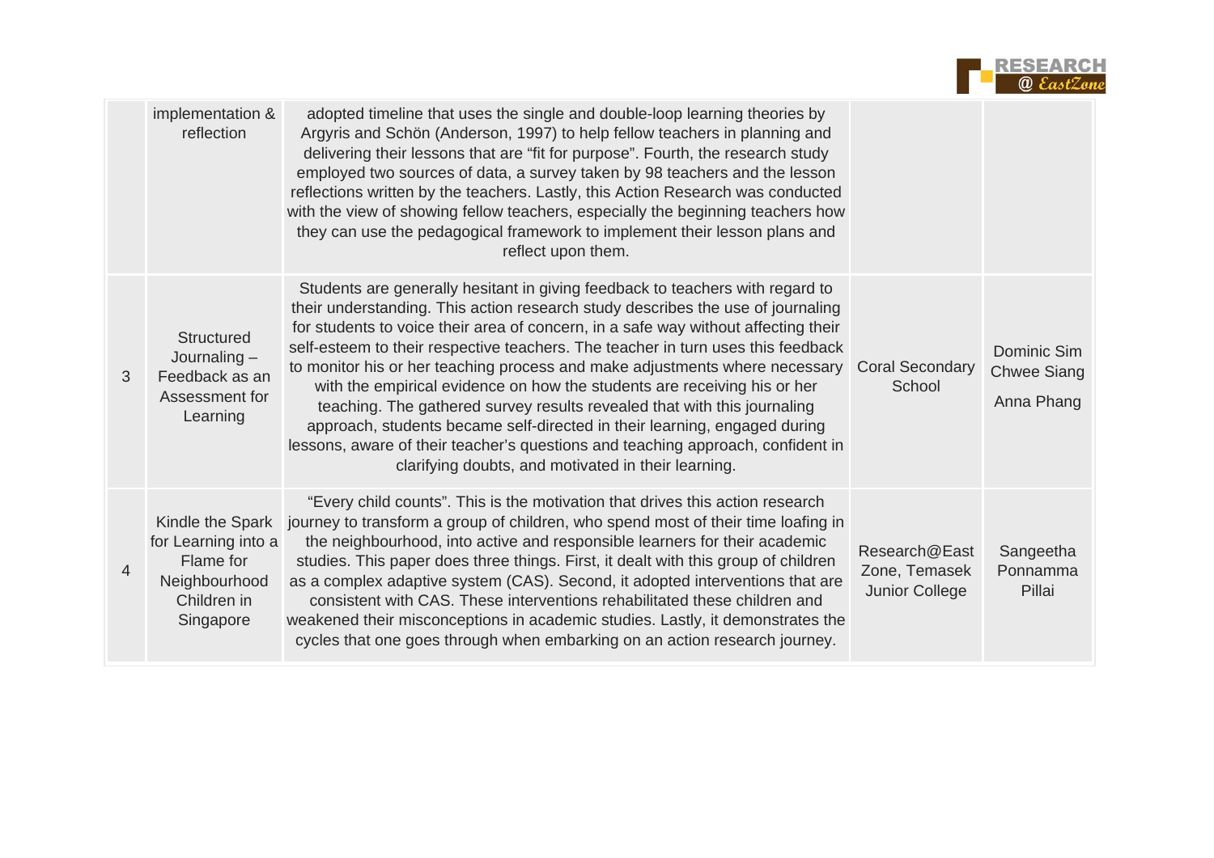| | | | | |
|---|---|---|---|---|
| | implementation & reflection | adopted timeline that uses the single and double-loop learning theories by Argyris and Schön (Anderson, 1997) to help fellow teachers in planning and delivering their lessons that are "fit for purpose". Fourth, the research study employed two sources of data, a survey taken by 98 teachers and the lesson reflections written by the teachers. Lastly, this Action Research was conducted with the view of showing fellow teachers, especially the beginning teachers how they can use the pedagogical framework to implement their lesson plans and reflect upon them. | | |
| 3 | Structured Journaling – Feedback as an Assessment for Learning | Students are generally hesitant in giving feedback to teachers with regard to their understanding. This action research study describes the use of journaling for students to voice their area of concern, in a safe way without affecting their self-esteem to their respective teachers. The teacher in turn uses this feedback to monitor his or her teaching process and make adjustments where necessary with the empirical evidence on how the students are receiving his or her teaching. The gathered survey results revealed that with this journaling approach, students became self-directed in their learning, engaged during lessons, aware of their teacher's questions and teaching approach, confident in clarifying doubts, and motivated in their learning. | Coral Secondary School | Dominic Sim Chwee Siang<br><br>Anna Phang |
| 4 | Kindle the Spark for Learning into a Flame for Neighbourhood Children in Singapore | "Every child counts". This is the motivation that drives this action research journey to transform a group of children, who spend most of their time loafing in the neighbourhood, into active and responsible learners for their academic studies. This paper does three things. First, it dealt with this group of children as a complex adaptive system (CAS). Second, it adopted interventions that are consistent with CAS. These interventions rehabilitated these children and weakened their misconceptions in academic studies. Lastly, it demonstrates the cycles that one goes through when embarking on an action research journey. | Research@East Zone, Temasek Junior College | Sangeetha Ponnamma Pillai |